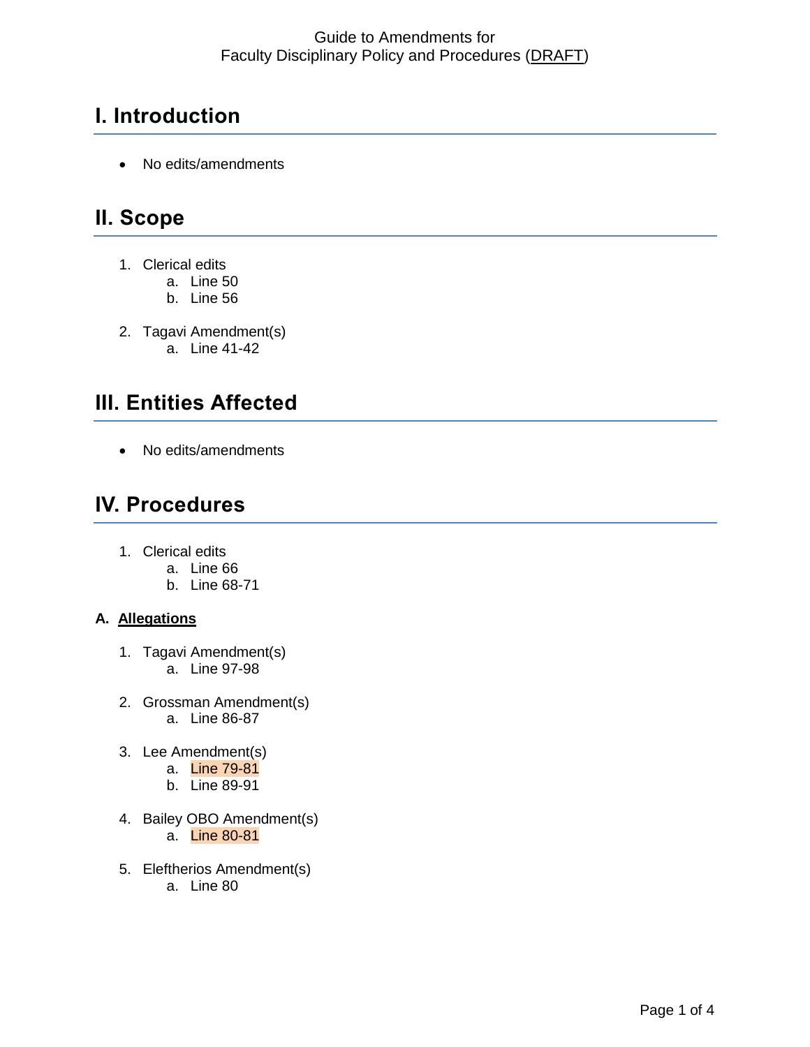Guide to Amendments for
Faculty Disciplinary Policy and Procedures (DRAFT)

# I. Introduction

- No edits/amendments

# II. Scope

1. Clerical edits
   a. Line 50
   b. Line 56

2. Tagavi Amendment(s)
   a. Line 41-42

# III. Entities Affected

- No edits/amendments

# IV. Procedures

1. Clerical edits
   a. Line 66
   b. Line 68-71

### A. **Allegations**

1. Tagavi Amendment(s)
   a. Line 97-98

2. Grossman Amendment(s)
   a. Line 86-87

3. Lee Amendment(s)
   a. Line 79-81
   b. Line 89-91

4. Bailey OBO Amendment(s)
   a. Line 80-81

5. Eleftherios Amendment(s)
   a. Line 80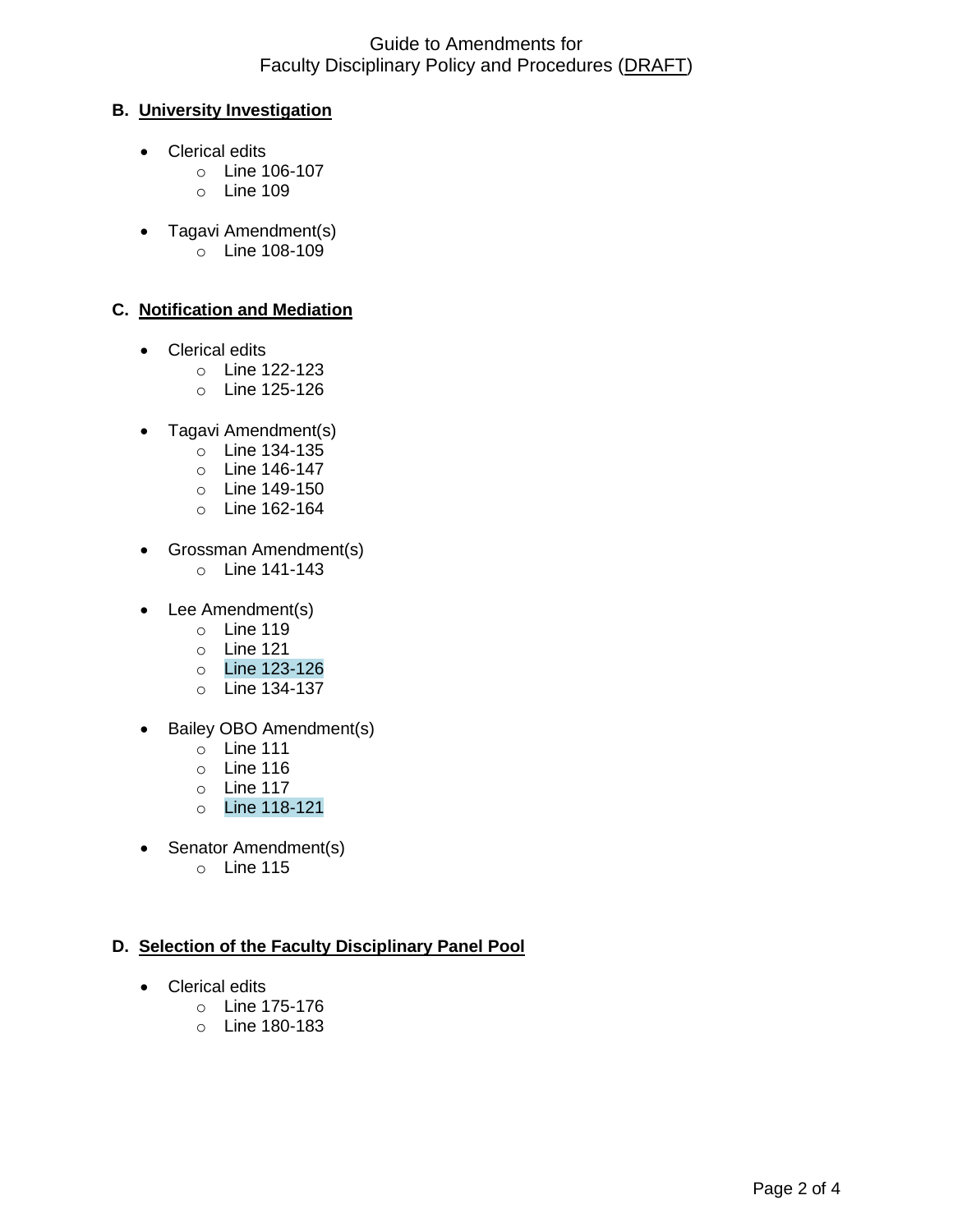## B. University Investigation

- Clerical edits
  - Line 106-107
  - Line 109
- Tagavi Amendment(s)
  - Line 108-109

## C. Notification and Mediation

- Clerical edits
  - Line 122-123
  - Line 125-126
- Tagavi Amendment(s)
  - Line 134-135
  - Line 146-147
  - Line 149-150
  - Line 162-164
- Grossman Amendment(s)
  - Line 141-143
- Lee Amendment(s)
  - Line 119
  - Line 121
  - Line 123-126
  - Line 134-137
- Bailey OBO Amendment(s)
  - Line 111
  - Line 116
  - Line 117
  - Line 118-121
- Senator Amendment(s)
  - Line 115

## D. Selection of the Faculty Disciplinary Panel Pool

- Clerical edits
  - Line 175-176
  - Line 180-183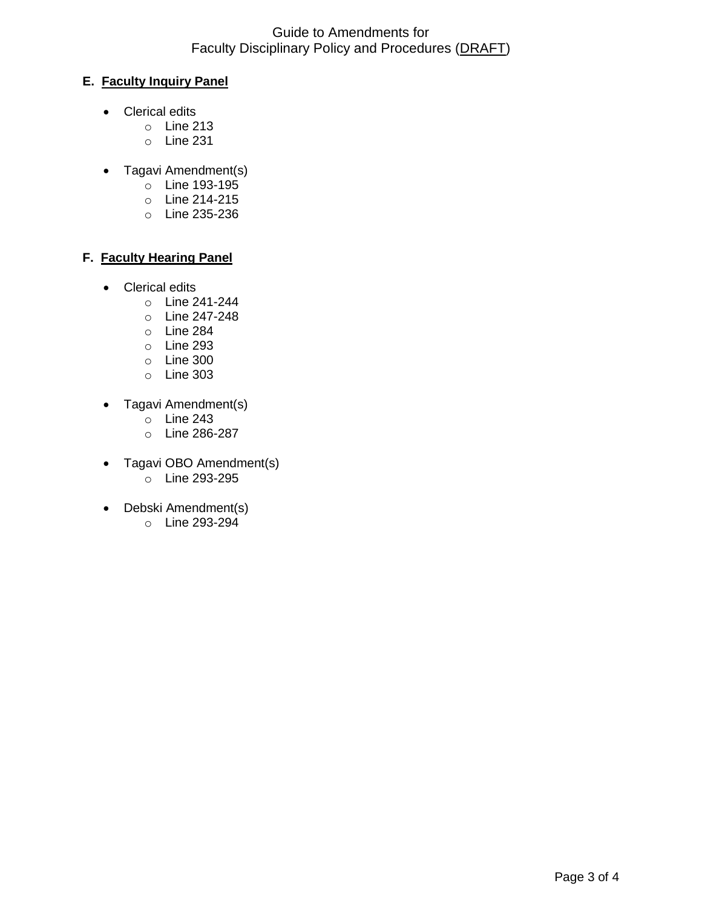## E. Faculty Inquiry Panel

- Clerical edits
  - Line 213
  - Line 231
- Tagavi Amendment(s)
  - Line 193-195
  - Line 214-215
  - Line 235-236

## F. Faculty Hearing Panel

- Clerical edits
  - Line 241-244
  - Line 247-248
  - Line 284
  - Line 293
  - Line 300
  - Line 303
- Tagavi Amendment(s)
  - Line 243
  - Line 286-287
- Tagavi OBO Amendment(s)
  - Line 293-295
- Debski Amendment(s)
  - Line 293-294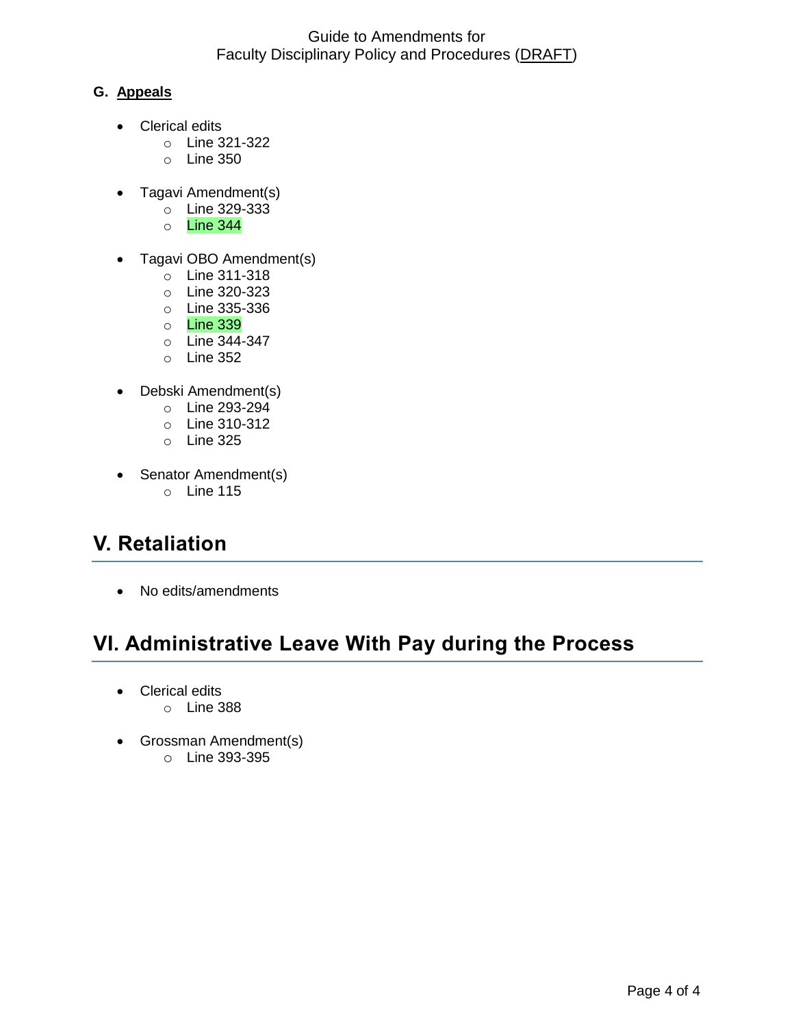### G. Appeals

- Clerical edits
  - Line 321-322
  - Line 350

- Tagavi Amendment(s)
  - Line 329-333
  - Line 344

- Tagavi OBO Amendment(s)
  - Line 311-318
  - Line 320-323
  - Line 335-336
  - Line 339
  - Line 344-347
  - Line 352

- Debski Amendment(s)
  - Line 293-294
  - Line 310-312
  - Line 325

- Senator Amendment(s)
  - Line 115

## V. Retaliation

- No edits/amendments

## VI. Administrative Leave With Pay during the Process

- Clerical edits
  - Line 388

- Grossman Amendment(s)
  - Line 393-395